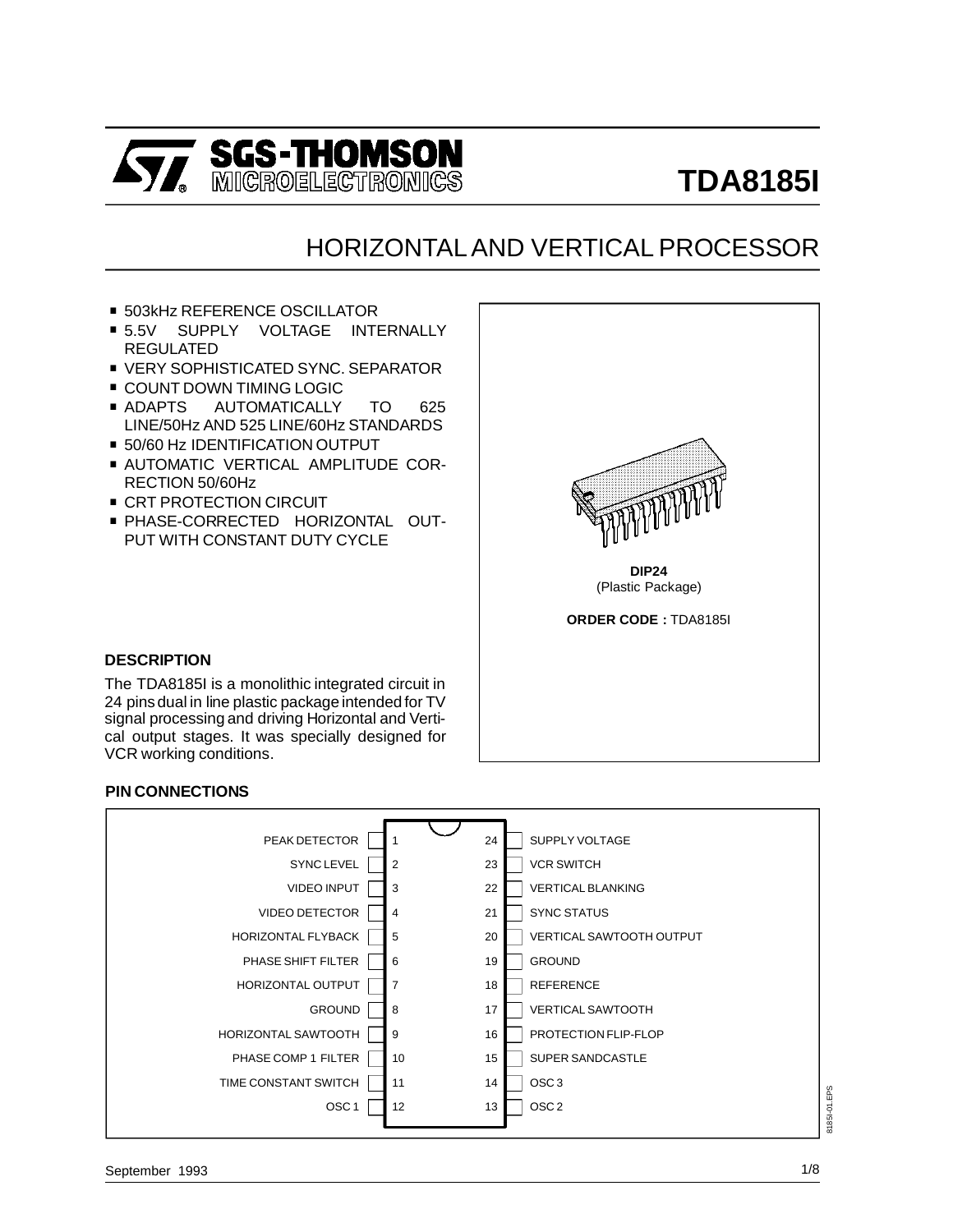SGS-THOMSON MICROELECTRONICS

# TDA8185I

## HORIZONTAL AND VERTICAL PROCESSOR

- 503kHz REFERENCE OSCILLATOR
- 5.5V SUPPLY VOLTAGE INTERNALLY REGULATED
- VERY SOPHISTICATED SYNC. SEPARATOR
- COUNT DOWN TIMING LOGIC
- ADAPTS AUTOMATICALLY TO 625 LINE/50Hz AND 525 LINE/60Hz STANDARDS
- 50/60 Hz IDENTIFICATION OUTPUT
- AUTOMATIC VERTICAL AMPLITUDE CORRECTION 50/60Hz
- CRT PROTECTION CIRCUIT
- PHASE-CORRECTED HORIZONTAL OUTPUT WITH CONSTANT DUTY CYCLE

**DIP24**
(Plastic Package)

**ORDER CODE :** TDA8185I

### DESCRIPTION

The TDA8185I is a monolithic integrated circuit in 24 pins dual in line plastic package intended for TV signal processing and driving Horizontal and Vertical output stages. It was specially designed for VCR working conditions.

### PIN CONNECTIONS

| Pin | Function | Pin | Function |
|---|---|---|---|
| 1 | PEAK DETECTOR | 24 | SUPPLY VOLTAGE |
| 2 | SYNC LEVEL | 23 | VCR SWITCH |
| 3 | VIDEO INPUT | 22 | VERTICAL BLANKING |
| 4 | VIDEO DETECTOR | 21 | SYNC STATUS |
| 5 | HORIZONTAL FLYBACK | 20 | VERTICAL SAWTOOTH OUTPUT |
| 6 | PHASE SHIFT FILTER | 19 | GROUND |
| 7 | HORIZONTAL OUTPUT | 18 | REFERENCE |
| 8 | GROUND | 17 | VERTICAL SAWTOOTH |
| 9 | HORIZONTAL SAWTOOTH | 16 | PROTECTION FLIP-FLOP |
| 10 | PHASE COMP 1 FILTER | 15 | SUPER SANDCASTLE |
| 11 | TIME CONSTANT SWITCH | 14 | OSC 3 |
| 12 | OSC 1 | 13 | OSC 2 |

8185I-01.EPS

September 1993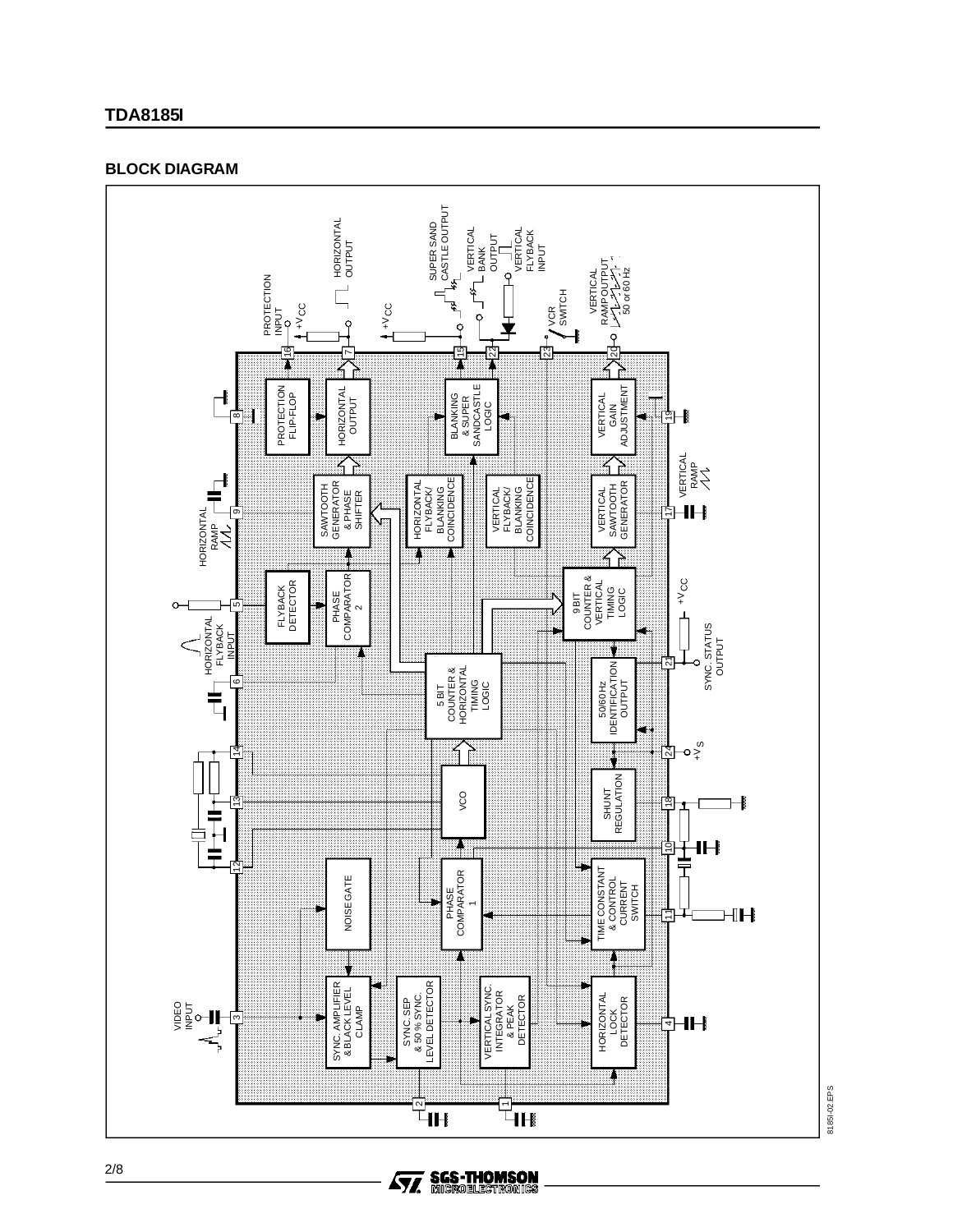## BLOCK DIAGRAM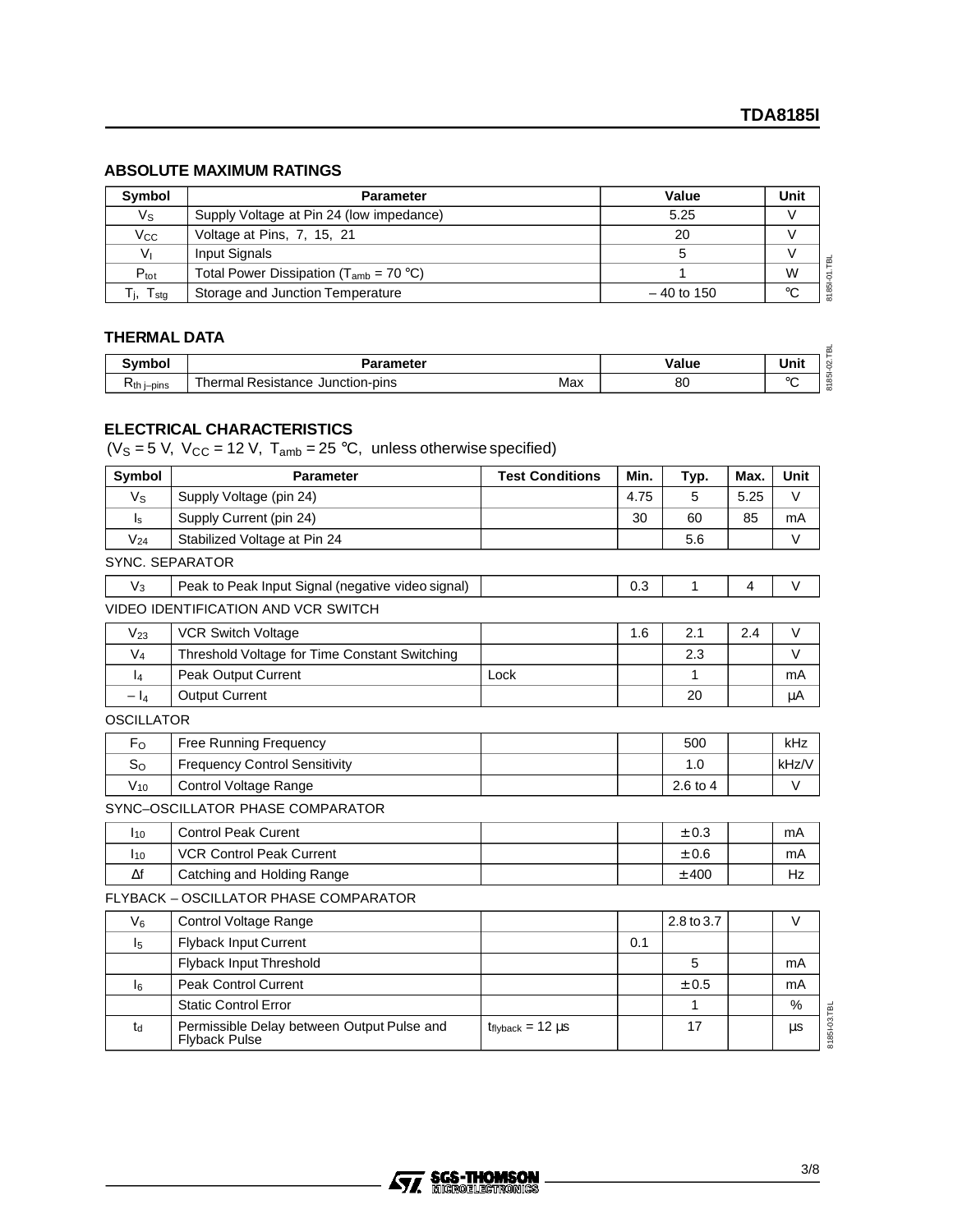## ABSOLUTE MAXIMUM RATINGS

| Symbol | Parameter | Value | Unit |
|---|---|---|---|
| $V_S$ | Supply Voltage at Pin 24 (low impedance) | 5.25 | V |
| $V_{CC}$ | Voltage at Pins, 7, 15, 21 | 20 | V |
| $V_I$ | Input Signals | 5 | V |
| $P_{tot}$ | Total Power Dissipation ($T_{amb}$ = 70 °C) | 1 | W |
| $T_j$, $T_{stg}$ | Storage and Junction Temperature | – 40 to 150 | °C |

## THERMAL DATA

| Symbol | Parameter | | Value | Unit |
|---|---|---|---|---|
| $R_{th\ j-pins}$ | Thermal Resistance Junction-pins | Max | 80 | °C |

## ELECTRICAL CHARACTERISTICS

($V_S$ = 5 V, $V_{CC}$ = 12 V, $T_{amb}$ = 25 °C, unless otherwise specified)

| Symbol | Parameter | Test Conditions | Min. | Typ. | Max. | Unit |
|---|---|---|---|---|---|---|
| $V_S$ | Supply Voltage (pin 24) | | 4.75 | 5 | 5.25 | V |
| $I_s$ | Supply Current (pin 24) | | 30 | 60 | 85 | mA |
| $V_{24}$ | Stabilized Voltage at Pin 24 | | | 5.6 | | V |
| **SYNC. SEPARATOR** | | | | | | |
| $V_3$ | Peak to Peak Input Signal (negative video signal) | | 0.3 | 1 | 4 | V |
| **VIDEO IDENTIFICATION AND VCR SWITCH** | | | | | | |
| $V_{23}$ | VCR Switch Voltage | | 1.6 | 2.1 | 2.4 | V |
| $V_4$ | Threshold Voltage for Time Constant Switching | | | 2.3 | | V |
| $I_4$ | Peak Output Current | Lock | | 1 | | mA |
| $– I_4$ | Output Current | | | 20 | | µA |
| **OSCILLATOR** | | | | | | |
| $F_O$ | Free Running Frequency | | | 500 | | kHz |
| $S_O$ | Frequency Control Sensitivity | | | 1.0 | | kHz/V |
| $V_{10}$ | Control Voltage Range | | | 2.6 to 4 | | V |
| **SYNC–OSCILLATOR PHASE COMPARATOR** | | | | | | |
| $I_{10}$ | Control Peak Current | | | ± 0.3 | | mA |
| $I_{10}$ | VCR Control Peak Current | | | ± 0.6 | | mA |
| Δf | Catching and Holding Range | | | ± 400 | | Hz |
| **FLYBACK – OSCILLATOR PHASE COMPARATOR** | | | | | | |
| $V_6$ | Control Voltage Range | | | 2.8 to 3.7 | | V |
| $I_5$ | Flyback Input Current | | 0.1 | | | |
| | Flyback Input Threshold | | | 5 | | mA |
| $I_6$ | Peak Control Current | | | ± 0.5 | | mA |
| | Static Control Error | | | 1 | | % |
| $t_d$ | Permissible Delay between Output Pulse and Flyback Pulse | $t_{flyback}$ = 12 µs | | 17 | | µs |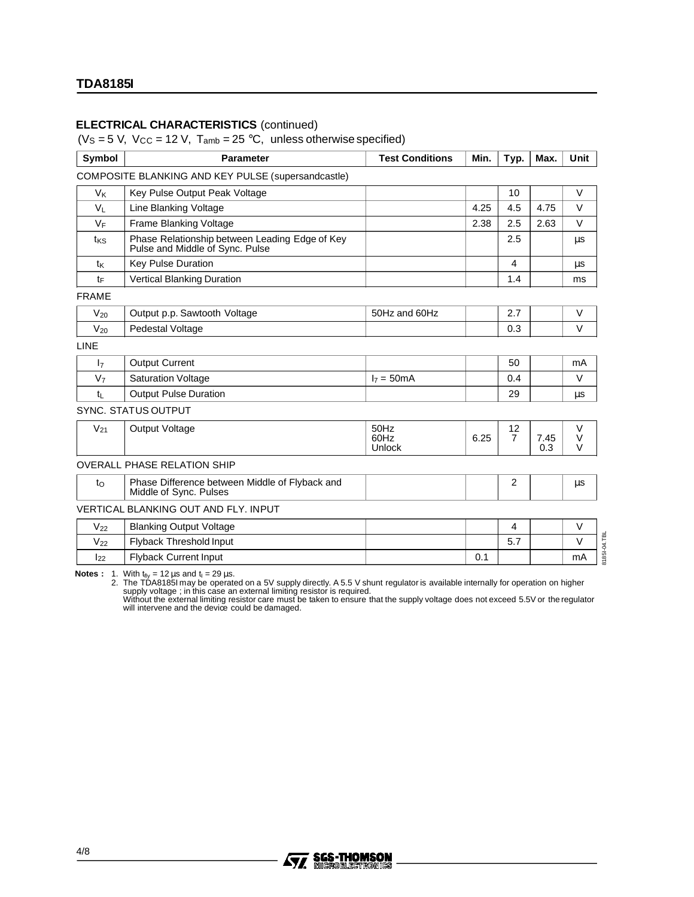## ELECTRICAL CHARACTERISTICS (continued)

($V_S$ = 5 V, $V_{CC}$ = 12 V, $T_{amb}$ = 25 °C, unless otherwise specified)

| Symbol | Parameter | Test Conditions | Min. | Typ. | Max. | Unit |
|---|---|---|---|---|---|---|
| **COMPOSITE BLANKING AND KEY PULSE (supersandcastle)** | | | | | | |
| $V_K$ | Key Pulse Output Peak Voltage | | | 10 | | V |
| $V_L$ | Line Blanking Voltage | | 4.25 | 4.5 | 4.75 | V |
| $V_F$ | Frame Blanking Voltage | | 2.38 | 2.5 | 2.63 | V |
| $t_{KS}$ | Phase Relationship between Leading Edge of Key Pulse and Middle of Sync. Pulse | | | 2.5 | | µs |
| $t_K$ | Key Pulse Duration | | | 4 | | µs |
| $t_F$ | Vertical Blanking Duration | | | 1.4 | | ms |
| **FRAME** | | | | | | |
| $V_{20}$ | Output p.p. Sawtooth Voltage | 50Hz and 60Hz | | 2.7 | | V |
| $V_{20}$ | Pedestal Voltage | | | 0.3 | | V |
| **LINE** | | | | | | |
| $I_7$ | Output Current | | | 50 | | mA |
| $V_7$ | Saturation Voltage | $I_7$ = 50mA | | 0.4 | | V |
| $t_L$ | Output Pulse Duration | | | 29 | | µs |
| **SYNC. STATUS OUTPUT** | | | | | | |
| $V_{21}$ | Output Voltage | 50Hz<br>60Hz<br>Unlock | <br>6.25<br> | 12<br>7<br> | <br>7.45<br>0.3 | V<br>V<br>V |
| **OVERALL PHASE RELATION SHIP** | | | | | | |
| $t_O$ | Phase Difference between Middle of Flyback and Middle of Sync. Pulses | | | 2 | | µs |
| **VERTICAL BLANKING OUT AND FLY. INPUT** | | | | | | |
| $V_{22}$ | Blanking Output Voltage | | | 4 | | V |
| $V_{22}$ | Flyback Threshold Input | | | 5.7 | | V |
| $I_{22}$ | Flyback Current Input | | 0.1 | | | mA |

**Notes :**
1. With $t_{fly}$ = 12 µs and $t_l$ = 29 µs.
2. The TDA8185I may be operated on a 5V supply directly. A 5.5 V shunt regulator is available internally for operation on higher supply voltage ; in this case an external limiting resistor is required.
   Without the external limiting resistor care must be taken to ensure that the supply voltage does not exceed 5.5V or the regulator will intervene and the device could be damaged.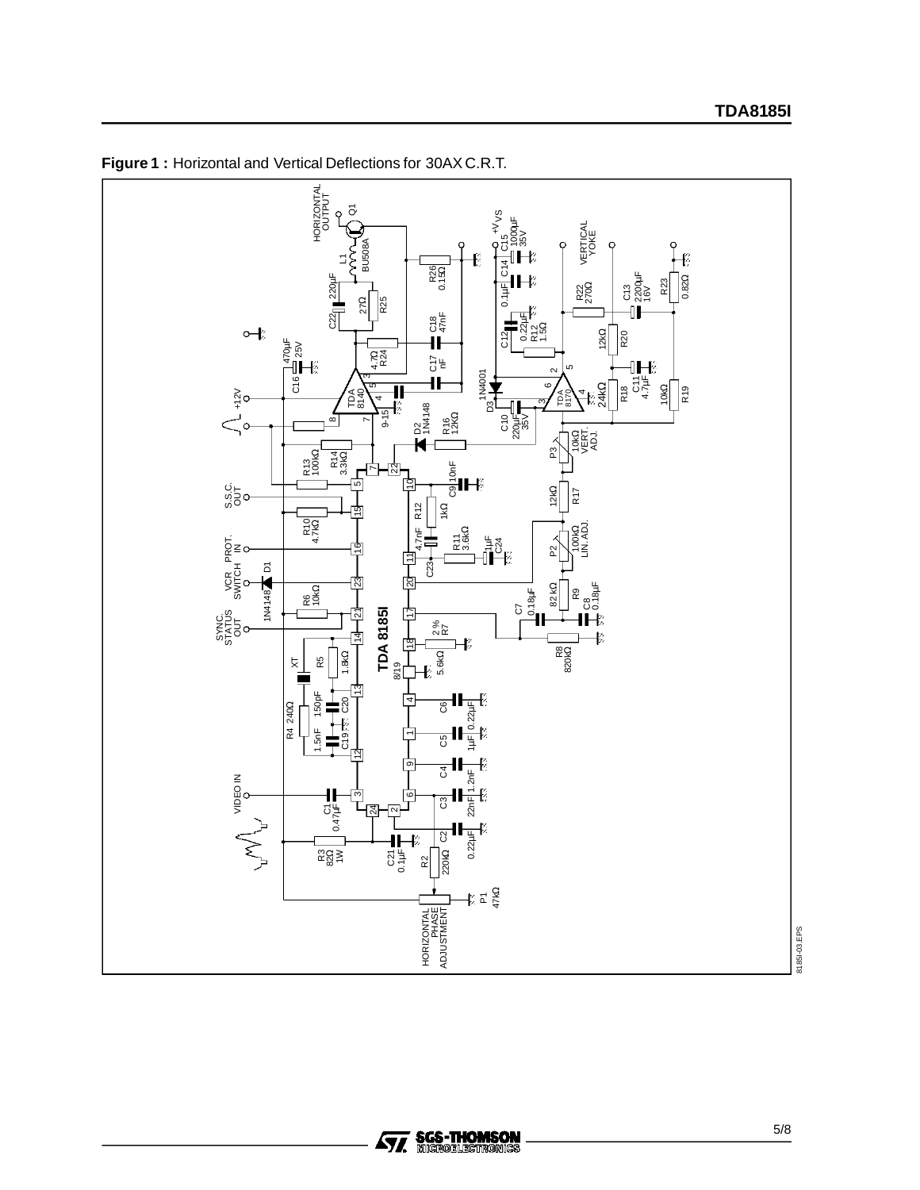**Figure 1 :** Horizontal and Vertical Deflections for 30AX C.R.T.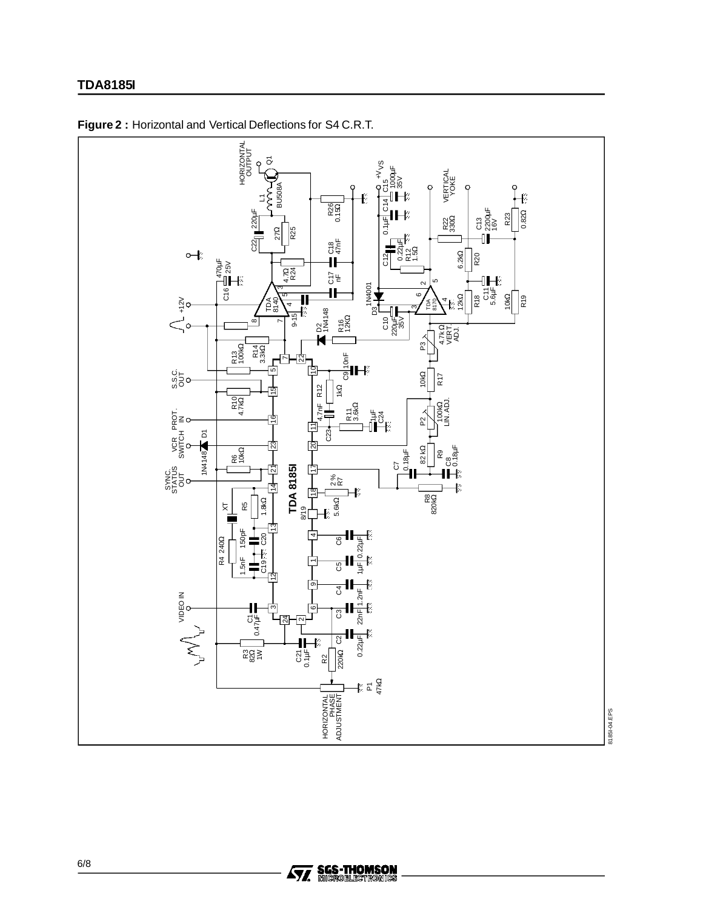**Figure 2 :** Horizontal and Vertical Deflections for S4 C.R.T.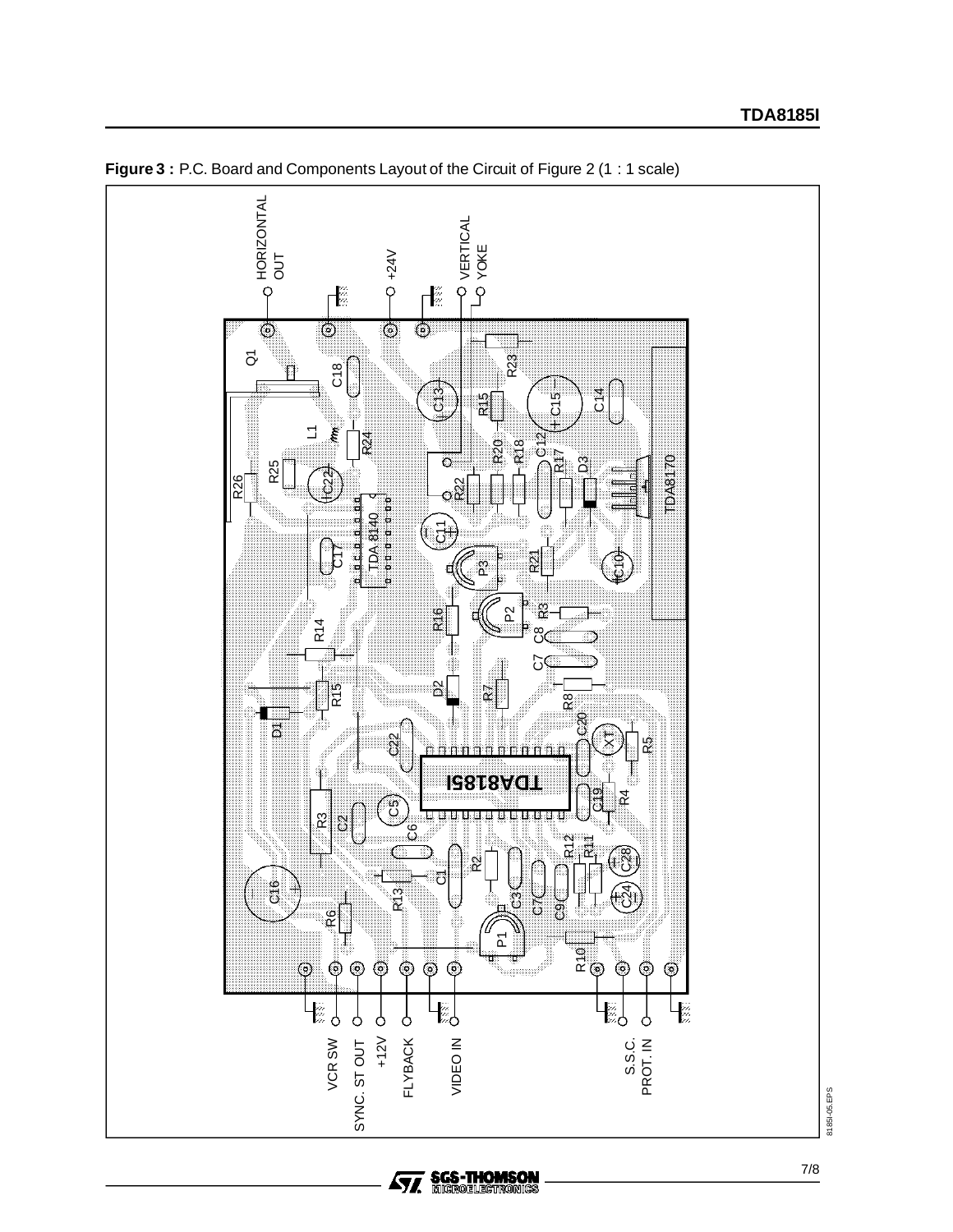**Figure 3 :** P.C. Board and Components Layout of the Circuit of Figure 2 (1 : 1 scale)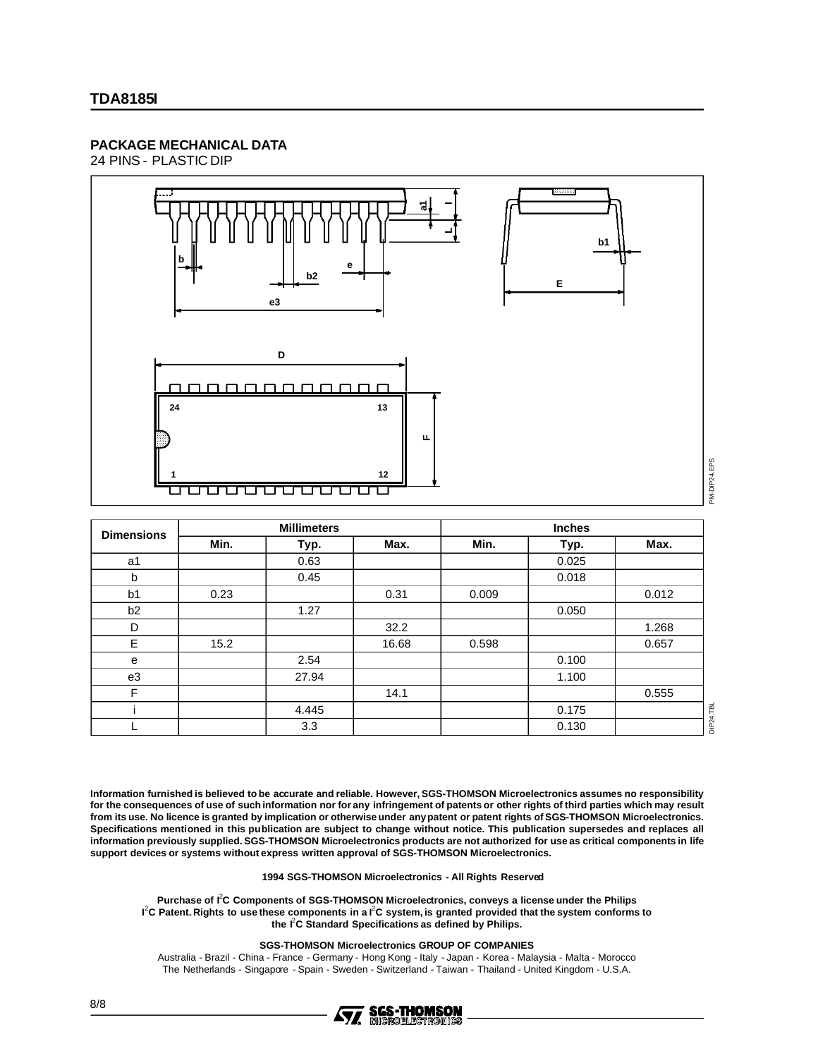## PACKAGE MECHANICAL DATA

24 PINS - PLASTIC DIP

a1
I
L
b
b2
e
e3
b1
E
D
24
13
1
12
F

PM-DIP24.EPS

| Dimensions | Millimeters | | | Inches | | |
|---|---|---|---|---|---|---|
| | Min. | Typ. | Max. | Min. | Typ. | Max. |
| a1 | | 0.63 | | | 0.025 | |
| b | | 0.45 | | | 0.018 | |
| b1 | 0.23 | | 0.31 | 0.009 | | 0.012 |
| b2 | | 1.27 | | | 0.050 | |
| D | | | 32.2 | | | 1.268 |
| E | 15.2 | | 16.68 | 0.598 | | 0.657 |
| e | | 2.54 | | | 0.100 | |
| e3 | | 27.94 | | | 1.100 | |
| F | | | 14.1 | | | 0.555 |
| i | | 4.445 | | | 0.175 | |
| L | | 3.3 | | | 0.130 | |

DIP24.TBL

**Information furnished is believed to be accurate and reliable. However, SGS-THOMSON Microelectronics assumes no responsibility for the consequences of use of such information nor for any infringement of patents or other rights of third parties which may result from its use. No licence is granted by implication or otherwise under any patent or patent rights of SGS-THOMSON Microelectronics. Specifications mentioned in this publication are subject to change without notice. This publication supersedes and replaces all information previously supplied. SGS-THOMSON Microelectronics products are not authorized for use as critical components in life support devices or systems without express written approval of SGS-THOMSON Microelectronics.**

**1994 SGS-THOMSON Microelectronics - All Rights Reserved**

**Purchase of $I^2C$ Components of SGS-THOMSON Microelectronics, conveys a license under the Philips $I^2C$ Patent. Rights to use these components in a $I^2C$ system, is granted provided that the system conforms to the $I^2C$ Standard Specifications as defined by Philips.**

**SGS-THOMSON Microelectronics GROUP OF COMPANIES**

Australia - Brazil - China - France - Germany - Hong Kong - Italy - Japan - Korea - Malaysia - Malta - Morocco
The Netherlands - Singapore - Spain - Sweden - Switzerland - Taiwan - Thailand - United Kingdom - U.S.A.